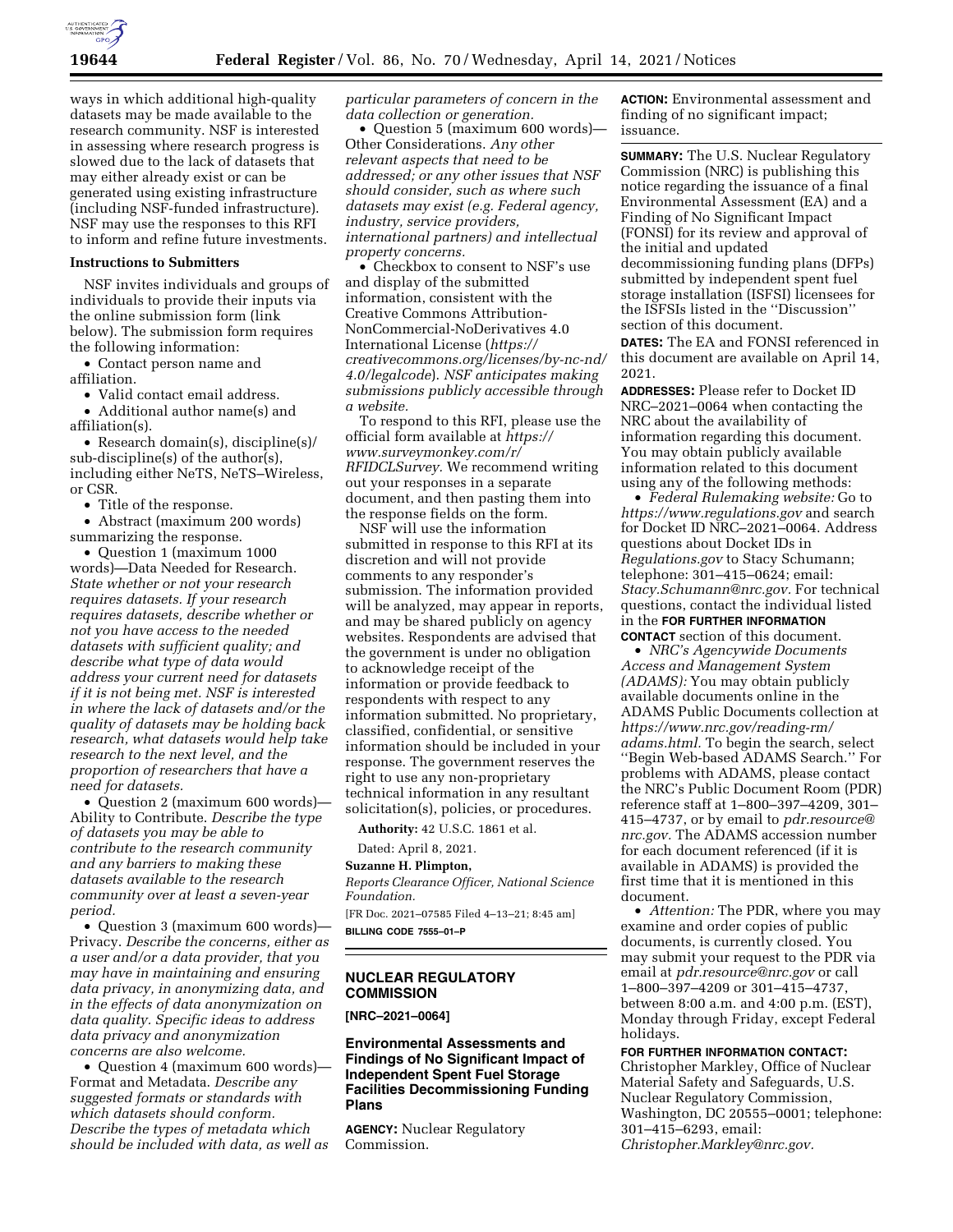ways in which additional high-quality datasets may be made available to the research community. NSF is interested in assessing where research progress is slowed due to the lack of datasets that may either already exist or can be generated using existing infrastructure (including NSF-funded infrastructure). NSF may use the responses to this RFI to inform and refine future investments.

**Instructions to Submitters**

NSF invites individuals and groups of individuals to provide their inputs via the online submission form (link below). The submission form requires the following information:

- Contact person name and affiliation.
- Valid contact email address.
- Additional author name(s) and affiliation(s).
- Research domain(s), discipline(s)/sub-discipline(s) of the author(s), including either NeTS, NeTS–Wireless, or CSR.
- Title of the response.
- Abstract (maximum 200 words) summarizing the response.
- Question 1 (maximum 1000 words)—Data Needed for Research. *State whether or not your research requires datasets. If your research requires datasets, describe whether or not you have access to the needed datasets with sufficient quality; and describe what type of data would address your current need for datasets if it is not being met. NSF is interested in where the lack of datasets and/or the quality of datasets may be holding back research, what datasets would help take research to the next level, and the proportion of researchers that have a need for datasets.*
- Question 2 (maximum 600 words)—Ability to Contribute. *Describe the type of datasets you may be able to contribute to the research community and any barriers to making these datasets available to the research community over at least a seven-year period.*
- Question 3 (maximum 600 words)—Privacy. *Describe the concerns, either as a user and/or a data provider, that you may have in maintaining and ensuring data privacy, in anonymizing data, and in the effects of data anonymization on data quality. Specific ideas to address data privacy and anonymization concerns are also welcome.*
- Question 4 (maximum 600 words)—Format and Metadata. *Describe any suggested formats or standards with which datasets should conform. Describe the types of metadata which should be included with data, as well as particular parameters of concern in the data collection or generation.*
- Question 5 (maximum 600 words)—Other Considerations. *Any other relevant aspects that need to be addressed; or any other issues that NSF should consider, such as where such datasets may exist (e.g. Federal agency, industry, service providers, international partners) and intellectual property concerns.*
- Checkbox to consent to NSF's use and display of the submitted information, consistent with the Creative Commons Attribution-NonCommercial-NoDerivatives 4.0 International License (*https://creativecommons.org/licenses/by-nc-nd/4.0/legalcode*). *NSF anticipates making submissions publicly accessible through a website.*

To respond to this RFI, please use the official form available at *https://www.surveymonkey.com/r/RFIDCLSurvey.* We recommend writing out your responses in a separate document, and then pasting them into the response fields on the form.

NSF will use the information submitted in response to this RFI at its discretion and will not provide comments to any responder's submission. The information provided will be analyzed, may appear in reports, and may be shared publicly on agency websites. Respondents are advised that the government is under no obligation to acknowledge receipt of the information or provide feedback to respondents with respect to any information submitted. No proprietary, classified, confidential, or sensitive information should be included in your response. The government reserves the right to use any non-proprietary technical information in any resultant solicitation(s), policies, or procedures.

**Authority:** 42 U.S.C. 1861 et al.

Dated: April 8, 2021.

**Suzanne H. Plimpton,**

*Reports Clearance Officer, National Science Foundation.*

[FR Doc. 2021–07585 Filed 4–13–21; 8:45 am]

**BILLING CODE 7555–01–P**

## NUCLEAR REGULATORY COMMISSION

**[NRC–2021–0064]**

### Environmental Assessments and Findings of No Significant Impact of Independent Spent Fuel Storage Facilities Decommissioning Funding Plans

**AGENCY:** Nuclear Regulatory Commission.

**ACTION:** Environmental assessment and finding of no significant impact; issuance.

**SUMMARY:** The U.S. Nuclear Regulatory Commission (NRC) is publishing this notice regarding the issuance of a final Environmental Assessment (EA) and a Finding of No Significant Impact (FONSI) for its review and approval of the initial and updated decommissioning funding plans (DFPs) submitted by independent spent fuel storage installation (ISFSI) licensees for the ISFSIs listed in the "Discussion" section of this document.

**DATES:** The EA and FONSI referenced in this document are available on April 14, 2021.

**ADDRESSES:** Please refer to Docket ID NRC–2021–0064 when contacting the NRC about the availability of information regarding this document. You may obtain publicly available information related to this document using any of the following methods:

- *Federal Rulemaking website:* Go to *https://www.regulations.gov* and search for Docket ID NRC–2021–0064. Address questions about Docket IDs in *Regulations.gov* to Stacy Schumann; telephone: 301–415–0624; email: *Stacy.Schumann@nrc.gov.* For technical questions, contact the individual listed in the **FOR FURTHER INFORMATION CONTACT** section of this document.
- *NRC's Agencywide Documents Access and Management System (ADAMS):* You may obtain publicly available documents online in the ADAMS Public Documents collection at *https://www.nrc.gov/reading-rm/adams.html.* To begin the search, select "Begin Web-based ADAMS Search." For problems with ADAMS, please contact the NRC's Public Document Room (PDR) reference staff at 1–800–397–4209, 301–415–4737, or by email to *pdr.resource@nrc.gov.* The ADAMS accession number for each document referenced (if it is available in ADAMS) is provided the first time that it is mentioned in this document.
- *Attention:* The PDR, where you may examine and order copies of public documents, is currently closed. You may submit your request to the PDR via email at *pdr.resource@nrc.gov* or call 1–800–397–4209 or 301–415–4737, between 8:00 a.m. and 4:00 p.m. (EST), Monday through Friday, except Federal holidays.

**FOR FURTHER INFORMATION CONTACT:** Christopher Markley, Office of Nuclear Material Safety and Safeguards, U.S. Nuclear Regulatory Commission, Washington, DC 20555–0001; telephone: 301–415–6293, email: *Christopher.Markley@nrc.gov.*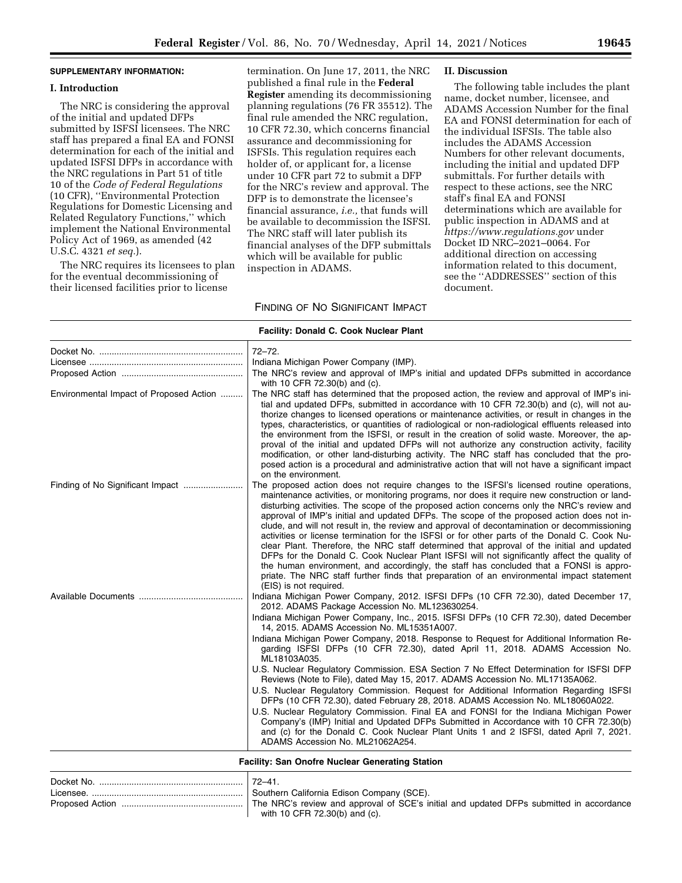**SUPPLEMENTARY INFORMATION:**

## I. Introduction

The NRC is considering the approval of the initial and updated DFPs submitted by ISFSI licensees. The NRC staff has prepared a final EA and FONSI determination for each of the initial and updated ISFSI DFPs in accordance with the NRC regulations in Part 51 of title 10 of the *Code of Federal Regulations* (10 CFR), ''Environmental Protection Regulations for Domestic Licensing and Related Regulatory Functions,'' which implement the National Environmental Policy Act of 1969, as amended (42 U.S.C. 4321 *et seq.*).

The NRC requires its licensees to plan for the eventual decommissioning of their licensed facilities prior to license termination. On June 17, 2011, the NRC published a final rule in the **Federal Register** amending its decommissioning planning regulations (76 FR 35512). The final rule amended the NRC regulation, 10 CFR 72.30, which concerns financial assurance and decommissioning for ISFSIs. This regulation requires each holder of, or applicant for, a license under 10 CFR part 72 to submit a DFP for the NRC's review and approval. The DFP is to demonstrate the licensee's financial assurance, *i.e.,* that funds will be available to decommission the ISFSI. The NRC staff will later publish its financial analyses of the DFP submittals which will be available for public inspection in ADAMS.

## II. Discussion

The following table includes the plant name, docket number, licensee, and ADAMS Accession Number for the final EA and FONSI determination for each of the individual ISFSIs. The table also includes the ADAMS Accession Numbers for other relevant documents, including the initial and updated DFP submittals. For further details with respect to these actions, see the NRC staff's final EA and FONSI determinations which are available for public inspection in ADAMS and at *https://www.regulations.gov* under Docket ID NRC–2021–0064. For additional direction on accessing information related to this document, see the ''ADDRESSES'' section of this document.

FINDING OF NO SIGNIFICANT IMPACT

| **Facility: Donald C. Cook Nuclear Plant** | |
|---|---|
| Docket No. | 72–72. |
| Licensee | Indiana Michigan Power Company (IMP). |
| Proposed Action | The NRC's review and approval of IMP's initial and updated DFPs submitted in accordance with 10 CFR 72.30(b) and (c). |
| Environmental Impact of Proposed Action | The NRC staff has determined that the proposed action, the review and approval of IMP's initial and updated DFPs, submitted in accordance with 10 CFR 72.30(b) and (c), will not authorize changes to licensed operations or maintenance activities, or result in changes in the types, characteristics, or quantities of radiological or non-radiological effluents released into the environment from the ISFSI, or result in the creation of solid waste. Moreover, the approval of the initial and updated DFPs will not authorize any construction activity, facility modification, or other land-disturbing activity. The NRC staff has concluded that the proposed action is a procedural and administrative action that will not have a significant impact on the environment. |
| Finding of No Significant Impact | The proposed action does not require changes to the ISFSI's licensed routine operations, maintenance activities, or monitoring programs, nor does it require new construction or land-disturbing activities. The scope of the proposed action concerns only the NRC's review and approval of IMP's initial and updated DFPs. The scope of the proposed action does not include, and will not result in, the review and approval of decontamination or decommissioning activities or license termination for the ISFSI or for other parts of the Donald C. Cook Nuclear Plant. Therefore, the NRC staff determined that approval of the initial and updated DFPs for the Donald C. Cook Nuclear Plant ISFSI will not significantly affect the quality of the human environment, and accordingly, the staff has concluded that a FONSI is appropriate. The NRC staff further finds that preparation of an environmental impact statement (EIS) is not required. |
| Available Documents | Indiana Michigan Power Company, 2012. ISFSI DFPs (10 CFR 72.30), dated December 17, 2012. ADAMS Package Accession No. ML123630254.<br>Indiana Michigan Power Company, Inc., 2015. ISFSI DFPs (10 CFR 72.30), dated December 14, 2015. ADAMS Accession No. ML15351A007.<br>Indiana Michigan Power Company, 2018. Response to Request for Additional Information Regarding ISFSI DFPs (10 CFR 72.30), dated April 11, 2018. ADAMS Accession No. ML18103A035.<br>U.S. Nuclear Regulatory Commission. ESA Section 7 No Effect Determination for ISFSI DFP Reviews (Note to File), dated May 15, 2017. ADAMS Accession No. ML17135A062.<br>U.S. Nuclear Regulatory Commission. Request for Additional Information Regarding ISFSI DFPs (10 CFR 72.30), dated February 28, 2018. ADAMS Accession No. ML18060A022.<br>U.S. Nuclear Regulatory Commission. Final EA and FONSI for the Indiana Michigan Power Company's (IMP) Initial and Updated DFPs Submitted in Accordance with 10 CFR 72.30(b) and (c) for the Donald C. Cook Nuclear Plant Units 1 and 2 ISFSI, dated April 7, 2021. ADAMS Accession No. ML21062A254. |
| **Facility: San Onofre Nuclear Generating Station** | |
| Docket No. | 72–41. |
| Licensee. | Southern California Edison Company (SCE). |
| Proposed Action | The NRC's review and approval of SCE's initial and updated DFPs submitted in accordance with 10 CFR 72.30(b) and (c). |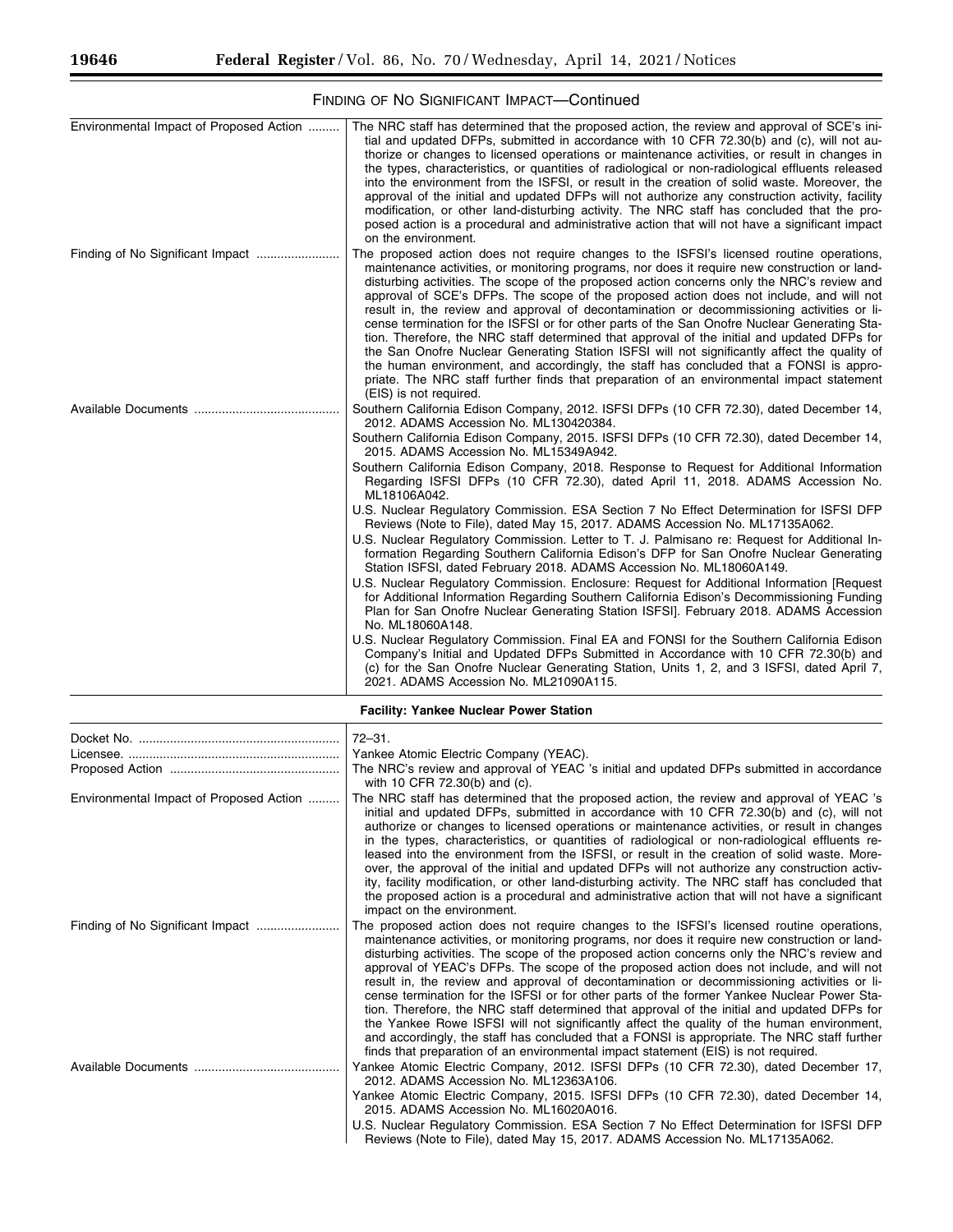## FINDING OF NO SIGNIFICANT IMPACT—Continued

| | |
|---|---|
| Environmental Impact of Proposed Action | The NRC staff has determined that the proposed action, the review and approval of SCE's initial and updated DFPs, submitted in accordance with 10 CFR 72.30(b) and (c), will not authorize or changes to licensed operations or maintenance activities, or result in changes in the types, characteristics, or quantities of radiological or non-radiological effluents released into the environment from the ISFSI, or result in the creation of solid waste. Moreover, the approval of the initial and updated DFPs will not authorize any construction activity, facility modification, or other land-disturbing activity. The NRC staff has concluded that the proposed action is a procedural and administrative action that will not have a significant impact on the environment. |
| Finding of No Significant Impact | The proposed action does not require changes to the ISFSI's licensed routine operations, maintenance activities, or monitoring programs, nor does it require new construction or land-disturbing activities. The scope of the proposed action concerns only the NRC's review and approval of SCE's DFPs. The scope of the proposed action does not include, and will not result in, the review and approval of decontamination or decommissioning activities or license termination for the ISFSI or for other parts of the San Onofre Nuclear Generating Station. Therefore, the NRC staff determined that approval of the initial and updated DFPs for the San Onofre Nuclear Generating Station ISFSI will not significantly affect the quality of the human environment, and accordingly, the staff has concluded that a FONSI is appropriate. The NRC staff further finds that preparation of an environmental impact statement (EIS) is not required. |
| Available Documents | Southern California Edison Company, 2012. ISFSI DFPs (10 CFR 72.30), dated December 14, 2012. ADAMS Accession No. ML130420384.<br>Southern California Edison Company, 2015. ISFSI DFPs (10 CFR 72.30), dated December 14, 2015. ADAMS Accession No. ML15349A942.<br>Southern California Edison Company, 2018. Response to Request for Additional Information Regarding ISFSI DFPs (10 CFR 72.30), dated April 11, 2018. ADAMS Accession No. ML18106A042.<br>U.S. Nuclear Regulatory Commission. ESA Section 7 No Effect Determination for ISFSI DFP Reviews (Note to File), dated May 15, 2017. ADAMS Accession No. ML17135A062.<br>U.S. Nuclear Regulatory Commission. Letter to T. J. Palmisano re: Request for Additional Information Regarding Southern California Edison's DFP for San Onofre Nuclear Generating Station ISFSI, dated February 2018. ADAMS Accession No. ML18060A149.<br>U.S. Nuclear Regulatory Commission. Enclosure: Request for Additional Information [Request for Additional Information Regarding Southern California Edison's Decommissioning Funding Plan for San Onofre Nuclear Generating Station ISFSI]. February 2018. ADAMS Accession No. ML18060A148.<br>U.S. Nuclear Regulatory Commission. Final EA and FONSI for the Southern California Edison Company's Initial and Updated DFPs Submitted in Accordance with 10 CFR 72.30(b) and (c) for the San Onofre Nuclear Generating Station, Units 1, 2, and 3 ISFSI, dated April 7, 2021. ADAMS Accession No. ML21090A115. |

**Facility: Yankee Nuclear Power Station**

| | |
|---|---|
| Docket No. | 72–31. |
| Licensee. | Yankee Atomic Electric Company (YEAC). |
| Proposed Action | The NRC's review and approval of YEAC 's initial and updated DFPs submitted in accordance with 10 CFR 72.30(b) and (c). |
| Environmental Impact of Proposed Action | The NRC staff has determined that the proposed action, the review and approval of YEAC 's initial and updated DFPs, submitted in accordance with 10 CFR 72.30(b) and (c), will not authorize or changes to licensed operations or maintenance activities, or result in changes in the types, characteristics, or quantities of radiological or non-radiological effluents released into the environment from the ISFSI, or result in the creation of solid waste. Moreover, the approval of the initial and updated DFPs will not authorize any construction activity, facility modification, or other land-disturbing activity. The NRC staff has concluded that the proposed action is a procedural and administrative action that will not have a significant impact on the environment. |
| Finding of No Significant Impact | The proposed action does not require changes to the ISFSI's licensed routine operations, maintenance activities, or monitoring programs, nor does it require new construction or land-disturbing activities. The scope of the proposed action concerns only the NRC's review and approval of YEAC's DFPs. The scope of the proposed action does not include, and will not result in, the review and approval of decontamination or decommissioning activities or license termination for the ISFSI or for other parts of the former Yankee Nuclear Power Station. Therefore, the NRC staff determined that approval of the initial and updated DFPs for the Yankee Rowe ISFSI will not significantly affect the quality of the human environment, and accordingly, the staff has concluded that a FONSI is appropriate. The NRC staff further finds that preparation of an environmental impact statement (EIS) is not required. |
| Available Documents | Yankee Atomic Electric Company, 2012. ISFSI DFPs (10 CFR 72.30), dated December 17, 2012. ADAMS Accession No. ML12363A106.<br>Yankee Atomic Electric Company, 2015. ISFSI DFPs (10 CFR 72.30), dated December 14, 2015. ADAMS Accession No. ML16020A016.<br>U.S. Nuclear Regulatory Commission. ESA Section 7 No Effect Determination for ISFSI DFP Reviews (Note to File), dated May 15, 2017. ADAMS Accession No. ML17135A062. |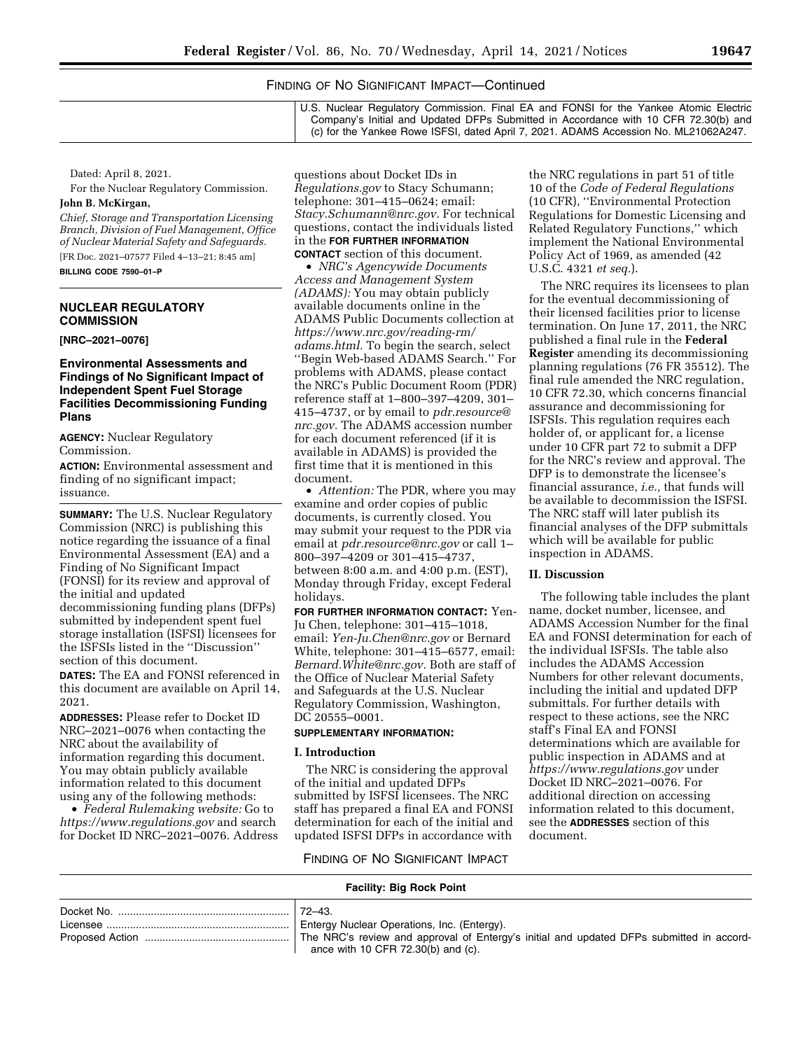FINDING OF NO SIGNIFICANT IMPACT—Continued

| | |
|---|---|
| | U.S. Nuclear Regulatory Commission. Final EA and FONSI for the Yankee Atomic Electric Company's Initial and Updated DFPs Submitted in Accordance with 10 CFR 72.30(b) and (c) for the Yankee Rowe ISFSI, dated April 7, 2021. ADAMS Accession No. ML21062A247. |

Dated: April 8, 2021.

For the Nuclear Regulatory Commission.

**John B. McKirgan,**

*Chief, Storage and Transportation Licensing Branch, Division of Fuel Management, Office of Nuclear Material Safety and Safeguards.*

[FR Doc. 2021–07577 Filed 4–13–21; 8:45 am]

**BILLING CODE 7590–01–P**

## NUCLEAR REGULATORY COMMISSION

**[NRC–2021–0076]**

## Environmental Assessments and Findings of No Significant Impact of Independent Spent Fuel Storage Facilities Decommissioning Funding Plans

**AGENCY:** Nuclear Regulatory Commission.

**ACTION:** Environmental assessment and finding of no significant impact; issuance.

**SUMMARY:** The U.S. Nuclear Regulatory Commission (NRC) is publishing this notice regarding the issuance of a final Environmental Assessment (EA) and a Finding of No Significant Impact (FONSI) for its review and approval of the initial and updated decommissioning funding plans (DFPs) submitted by independent spent fuel storage installation (ISFSI) licensees for the ISFSIs listed in the "Discussion" section of this document.

**DATES:** The EA and FONSI referenced in this document are available on April 14, 2021.

**ADDRESSES:** Please refer to Docket ID NRC–2021–0076 when contacting the NRC about the availability of information regarding this document. You may obtain publicly available information related to this document using any of the following methods:

- *Federal Rulemaking website:* Go to *https://www.regulations.gov* and search for Docket ID NRC–2021–0076. Address questions about Docket IDs in *Regulations.gov* to Stacy Schumann; telephone: 301–415–0624; email: *Stacy.Schumann@nrc.gov.* For technical questions, contact the individuals listed in the **FOR FURTHER INFORMATION CONTACT** section of this document.
- *NRC's Agencywide Documents Access and Management System (ADAMS):* You may obtain publicly available documents online in the ADAMS Public Documents collection at *https://www.nrc.gov/reading-rm/adams.html.* To begin the search, select "Begin Web-based ADAMS Search." For problems with ADAMS, please contact the NRC's Public Document Room (PDR) reference staff at 1–800–397–4209, 301–415–4737, or by email to *pdr.resource@nrc.gov.* The ADAMS accession number for each document referenced (if it is available in ADAMS) is provided the first time that it is mentioned in this document.
- *Attention:* The PDR, where you may examine and order copies of public documents, is currently closed. You may submit your request to the PDR via email at *pdr.resource@nrc.gov* or call 1–800–397–4209 or 301–415–4737, between 8:00 a.m. and 4:00 p.m. (EST), Monday through Friday, except Federal holidays.

**FOR FURTHER INFORMATION CONTACT:** Yen-Ju Chen, telephone: 301–415–1018, email: *Yen-Ju.Chen@nrc.gov* or Bernard White, telephone: 301–415–6577, email: *Bernard.White@nrc.gov.* Both are staff of the Office of Nuclear Material Safety and Safeguards at the U.S. Nuclear Regulatory Commission, Washington, DC 20555–0001.

**SUPPLEMENTARY INFORMATION:**

### I. Introduction

The NRC is considering the approval of the initial and updated DFPs submitted by ISFSI licensees. The NRC staff has prepared a final EA and FONSI determination for each of the initial and updated ISFSI DFPs in accordance with the NRC regulations in part 51 of title 10 of the *Code of Federal Regulations* (10 CFR), "Environmental Protection Regulations for Domestic Licensing and Related Regulatory Functions," which implement the National Environmental Policy Act of 1969, as amended (42 U.S.C. 4321 *et seq.*).

The NRC requires its licensees to plan for the eventual decommissioning of their licensed facilities prior to license termination. On June 17, 2011, the NRC published a final rule in the **Federal Register** amending its decommissioning planning regulations (76 FR 35512). The final rule amended the NRC regulation, 10 CFR 72.30, which concerns financial assurance and decommissioning for ISFSIs. This regulation requires each holder of, or applicant for, a license under 10 CFR part 72 to submit a DFP for the NRC's review and approval. The DFP is to demonstrate the licensee's financial assurance, *i.e.,* that funds will be available to decommission the ISFSI. The NRC staff will later publish its financial analyses of the DFP submittals which will be available for public inspection in ADAMS.

### II. Discussion

The following table includes the plant name, docket number, licensee, and ADAMS Accession Number for the final EA and FONSI determination for each of the individual ISFSIs. The table also includes the ADAMS Accession Numbers for other relevant documents, including the initial and updated DFP submittals. For further details with respect to these actions, see the NRC staff's Final EA and FONSI determinations which are available for public inspection in ADAMS and at *https://www.regulations.gov* under Docket ID NRC–2021–0076. For additional direction on accessing information related to this document, see the **ADDRESSES** section of this document.

FINDING OF NO SIGNIFICANT IMPACT

| **Facility: Big Rock Point** | |
|---|---|
| Docket No. | 72–43. |
| Licensee | Entergy Nuclear Operations, Inc. (Entergy). |
| Proposed Action | The NRC's review and approval of Entergy's initial and updated DFPs submitted in accordance with 10 CFR 72.30(b) and (c). |